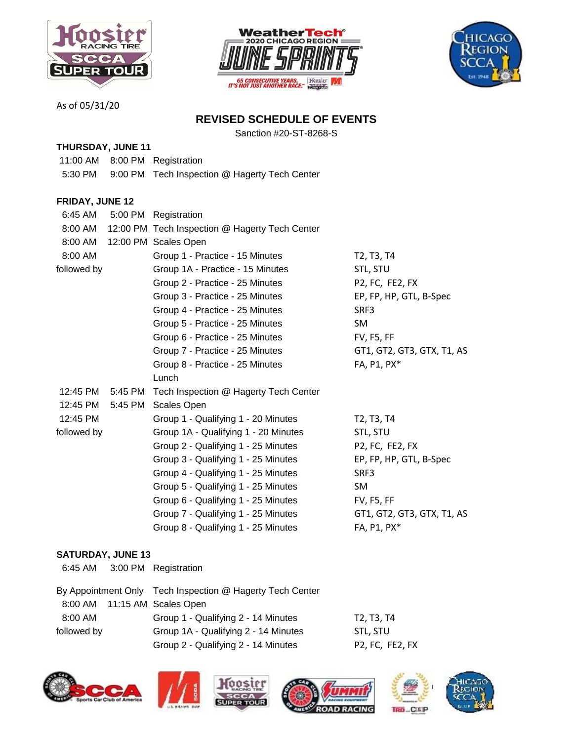As of 05/31/20

## REVISED SCHEDULE OF EVENTS

Sanction #20-ST-8268-S

### THURSDAY, JUNE 11

| | | | |
|---|---|---|---|
| 11:00 AM | 8:00 PM | Registration | |
| 5:30 PM | 9:00 PM | Tech Inspection @ Hagerty Tech Center | |

### FRIDAY, JUNE 12

| | | | |
|---|---|---|---|
| 6:45 AM | 5:00 PM | Registration | |
| 8:00 AM | 12:00 PM | Tech Inspection @ Hagerty Tech Center | |
| 8:00 AM | 12:00 PM | Scales Open | |
| 8:00 AM | | Group 1 - Practice - 15 Minutes | T2, T3, T4 |
| followed by | | Group 1A - Practice - 15 Minutes | STL, STU |
| | | Group 2 - Practice - 25 Minutes | P2, FC, FE2, FX |
| | | Group 3 - Practice - 25 Minutes | EP, FP, HP, GTL, B-Spec |
| | | Group 4 - Practice - 25 Minutes | SRF3 |
| | | Group 5 - Practice - 25 Minutes | SM |
| | | Group 6 - Practice - 25 Minutes | FV, F5, FF |
| | | Group 7 - Practice - 25 Minutes | GT1, GT2, GT3, GTX, T1, AS |
| | | Group 8 - Practice - 25 Minutes | FA, P1, PX* |
| | | Lunch | |
| 12:45 PM | 5:45 PM | Tech Inspection @ Hagerty Tech Center | |
| 12:45 PM | 5:45 PM | Scales Open | |
| 12:45 PM | | Group 1 - Qualifying 1 - 20 Minutes | T2, T3, T4 |
| followed by | | Group 1A - Qualifying 1 - 20 Minutes | STL, STU |
| | | Group 2 - Qualifying 1 - 25 Minutes | P2, FC, FE2, FX |
| | | Group 3 - Qualifying 1 - 25 Minutes | EP, FP, HP, GTL, B-Spec |
| | | Group 4 - Qualifying 1 - 25 Minutes | SRF3 |
| | | Group 5 - Qualifying 1 - 25 Minutes | SM |
| | | Group 6 - Qualifying 1 - 25 Minutes | FV, F5, FF |
| | | Group 7 - Qualifying 1 - 25 Minutes | GT1, GT2, GT3, GTX, T1, AS |
| | | Group 8 - Qualifying 1 - 25 Minutes | FA, P1, PX* |

### SATURDAY, JUNE 13

| | | | |
|---|---|---|---|
| 6:45 AM | 3:00 PM | Registration | |
| By Appointment Only | | Tech Inspection @ Hagerty Tech Center | |
| 8:00 AM | 11:15 AM | Scales Open | |
| 8:00 AM | | Group 1 - Qualifying 2 - 14 Minutes | T2, T3, T4 |
| followed by | | Group 1A - Qualifying 2 - 14 Minutes | STL, STU |
| | | Group 2 - Qualifying 2 - 14 Minutes | P2, FC, FE2, FX |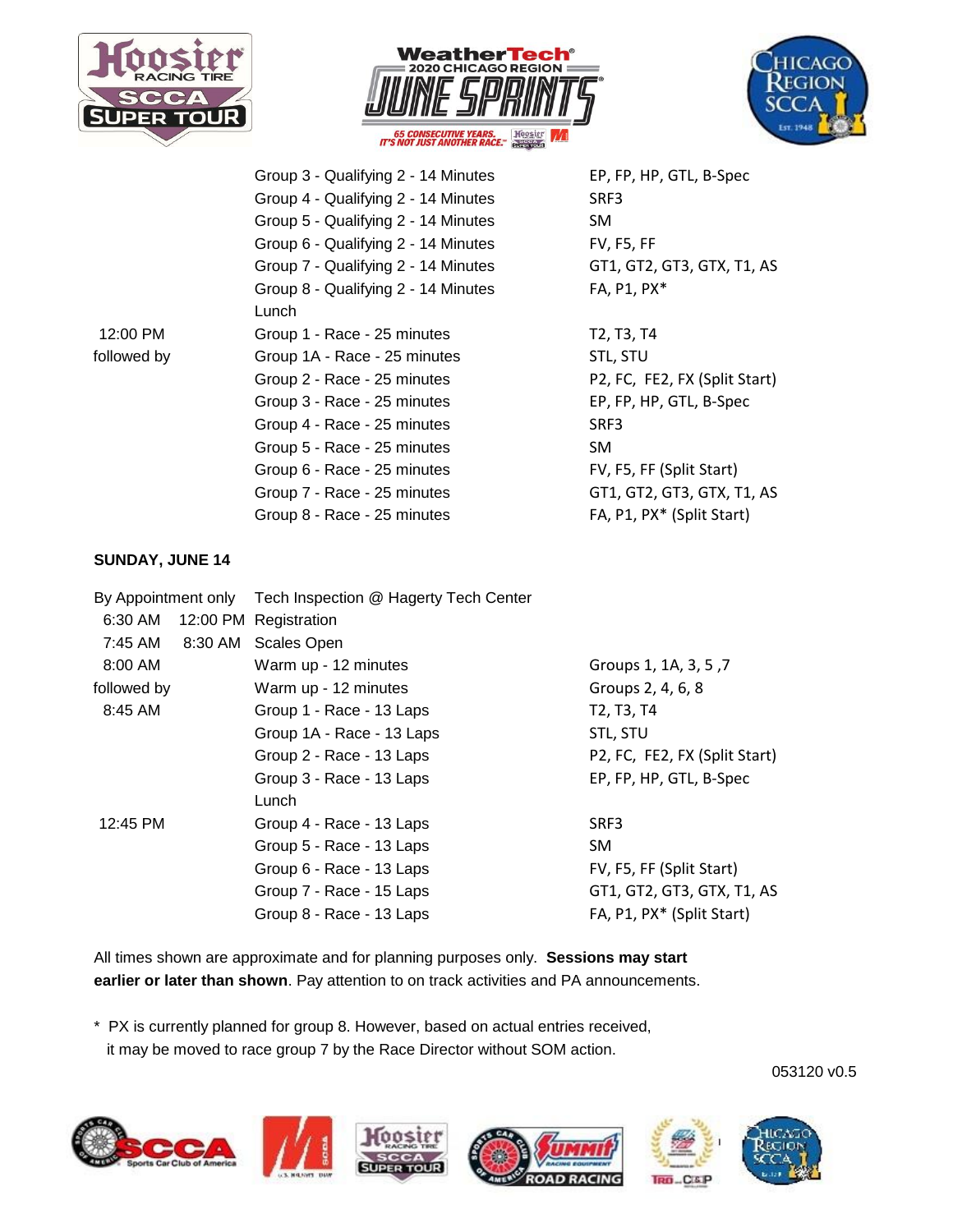| | | | |
|---|---|---|---|
| | | Group 3 - Qualifying 2 - 14 Minutes | EP, FP, HP, GTL, B-Spec |
| | | Group 4 - Qualifying 2 - 14 Minutes | SRF3 |
| | | Group 5 - Qualifying 2 - 14 Minutes | SM |
| | | Group 6 - Qualifying 2 - 14 Minutes | FV, F5, FF |
| | | Group 7 - Qualifying 2 - 14 Minutes | GT1, GT2, GT3, GTX, T1, AS |
| | | Group 8 - Qualifying 2 - 14 Minutes | FA, P1, PX* |
| | | Lunch | |
| 12:00 PM | | Group 1 - Race - 25 minutes | T2, T3, T4 |
| followed by | | Group 1A - Race - 25 minutes | STL, STU |
| | | Group 2 - Race - 25 minutes | P2, FC, FE2, FX (Split Start) |
| | | Group 3 - Race - 25 minutes | EP, FP, HP, GTL, B-Spec |
| | | Group 4 - Race - 25 minutes | SRF3 |
| | | Group 5 - Race - 25 minutes | SM |
| | | Group 6 - Race - 25 minutes | FV, F5, FF (Split Start) |
| | | Group 7 - Race - 25 minutes | GT1, GT2, GT3, GTX, T1, AS |
| | | Group 8 - Race - 25 minutes | FA, P1, PX* (Split Start) |

**SUNDAY, JUNE 14**

| | | | |
|---|---|---|---|
| By Appointment only | | Tech Inspection @ Hagerty Tech Center | |
| 6:30 AM | 12:00 PM | Registration | |
| 7:45 AM | 8:30 AM | Scales Open | |
| 8:00 AM | | Warm up - 12 minutes | Groups 1, 1A, 3, 5 ,7 |
| followed by | | Warm up - 12 minutes | Groups 2, 4, 6, 8 |
| 8:45 AM | | Group 1 - Race - 13 Laps | T2, T3, T4 |
| | | Group 1A - Race - 13 Laps | STL, STU |
| | | Group 2 - Race - 13 Laps | P2, FC, FE2, FX (Split Start) |
| | | Group 3 - Race - 13 Laps | EP, FP, HP, GTL, B-Spec |
| | | Lunch | |
| 12:45 PM | | Group 4 - Race - 13 Laps | SRF3 |
| | | Group 5 - Race - 13 Laps | SM |
| | | Group 6 - Race - 13 Laps | FV, F5, FF (Split Start) |
| | | Group 7 - Race - 15 Laps | GT1, GT2, GT3, GTX, T1, AS |
| | | Group 8 - Race - 13 Laps | FA, P1, PX* (Split Start) |

All times shown are approximate and for planning purposes only. **Sessions may start earlier or later than shown**. Pay attention to on track activities and PA announcements.

\* PX is currently planned for group 8. However, based on actual entries received, it may be moved to race group 7 by the Race Director without SOM action.

053120 v0.5